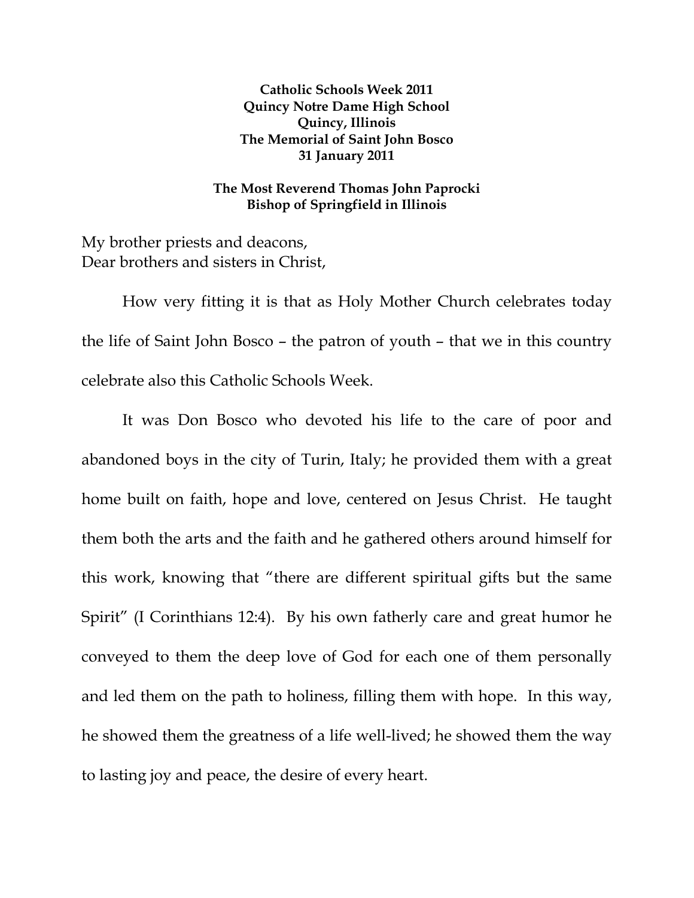**Catholic Schools Week 2011**
**Quincy Notre Dame High School**
**Quincy, Illinois**
**The Memorial of Saint John Bosco**
**31 January 2011**

**The Most Reverend Thomas John Paprocki**
**Bishop of Springfield in Illinois**

My brother priests and deacons,
Dear brothers and sisters in Christ,

How very fitting it is that as Holy Mother Church celebrates today the life of Saint John Bosco – the patron of youth – that we in this country celebrate also this Catholic Schools Week.

It was Don Bosco who devoted his life to the care of poor and abandoned boys in the city of Turin, Italy; he provided them with a great home built on faith, hope and love, centered on Jesus Christ. He taught them both the arts and the faith and he gathered others around himself for this work, knowing that "there are different spiritual gifts but the same Spirit" (I Corinthians 12:4). By his own fatherly care and great humor he conveyed to them the deep love of God for each one of them personally and led them on the path to holiness, filling them with hope. In this way, he showed them the greatness of a life well-lived; he showed them the way to lasting joy and peace, the desire of every heart.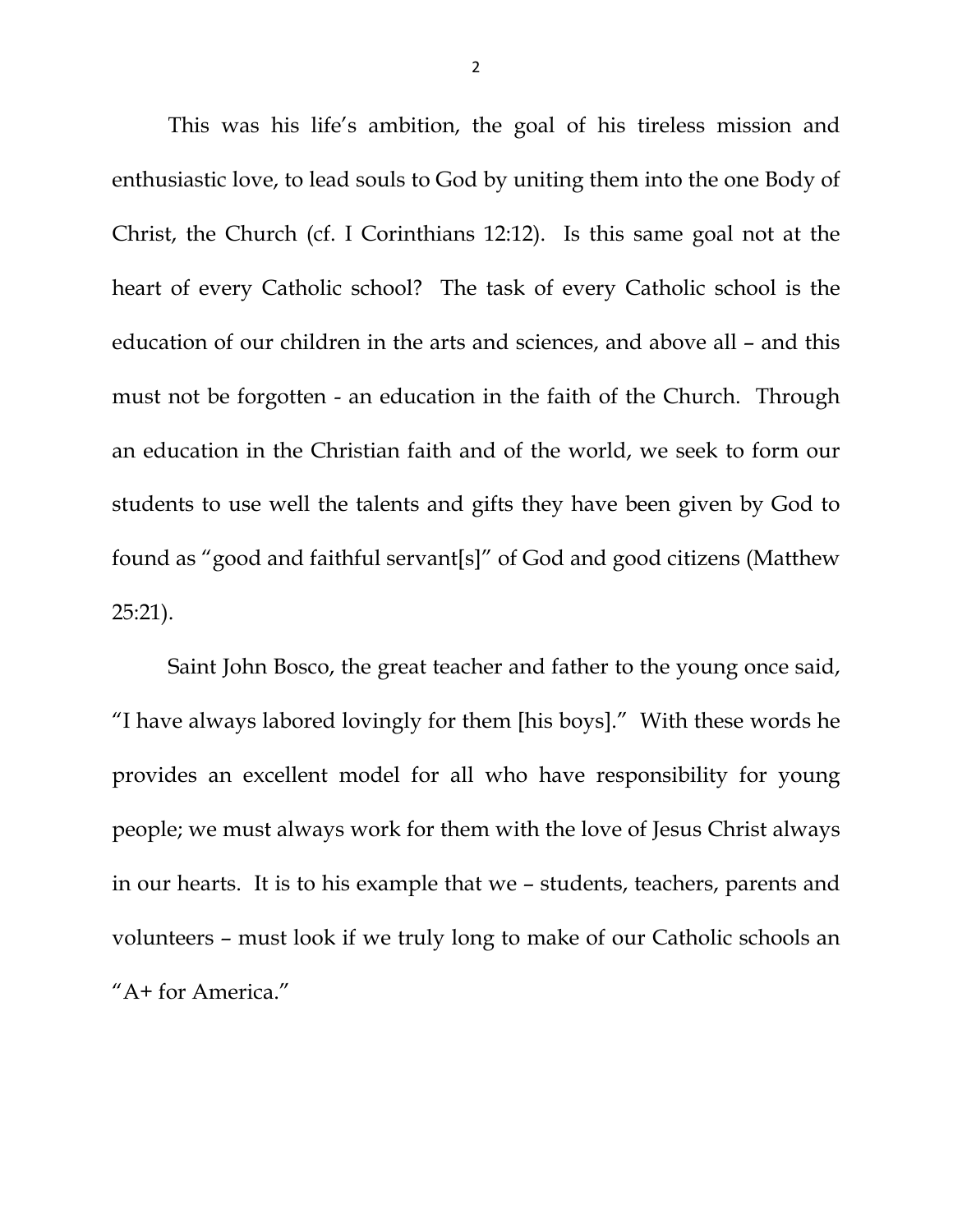This was his life's ambition, the goal of his tireless mission and enthusiastic love, to lead souls to God by uniting them into the one Body of Christ, the Church (cf. I Corinthians 12:12). Is this same goal not at the heart of every Catholic school? The task of every Catholic school is the education of our children in the arts and sciences, and above all – and this must not be forgotten - an education in the faith of the Church. Through an education in the Christian faith and of the world, we seek to form our students to use well the talents and gifts they have been given by God to found as "good and faithful servant[s]" of God and good citizens (Matthew 25:21).

Saint John Bosco, the great teacher and father to the young once said, "I have always labored lovingly for them [his boys]." With these words he provides an excellent model for all who have responsibility for young people; we must always work for them with the love of Jesus Christ always in our hearts. It is to his example that we – students, teachers, parents and volunteers – must look if we truly long to make of our Catholic schools an "A+ for America."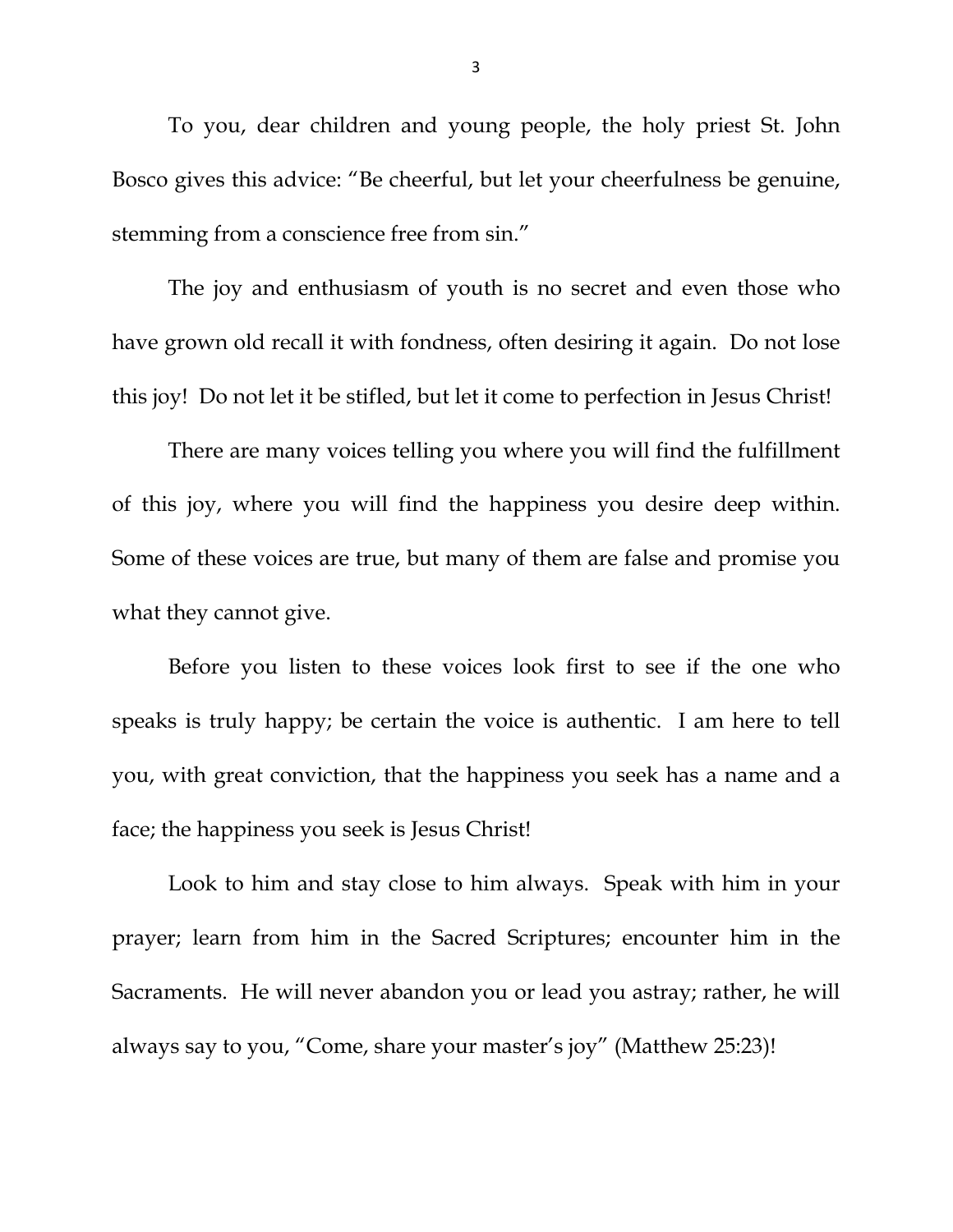To you, dear children and young people, the holy priest St. John Bosco gives this advice: "Be cheerful, but let your cheerfulness be genuine, stemming from a conscience free from sin."

The joy and enthusiasm of youth is no secret and even those who have grown old recall it with fondness, often desiring it again. Do not lose this joy! Do not let it be stifled, but let it come to perfection in Jesus Christ!

There are many voices telling you where you will find the fulfillment of this joy, where you will find the happiness you desire deep within. Some of these voices are true, but many of them are false and promise you what they cannot give.

Before you listen to these voices look first to see if the one who speaks is truly happy; be certain the voice is authentic. I am here to tell you, with great conviction, that the happiness you seek has a name and a face; the happiness you seek is Jesus Christ!

Look to him and stay close to him always. Speak with him in your prayer; learn from him in the Sacred Scriptures; encounter him in the Sacraments. He will never abandon you or lead you astray; rather, he will always say to you, "Come, share your master's joy" (Matthew 25:23)!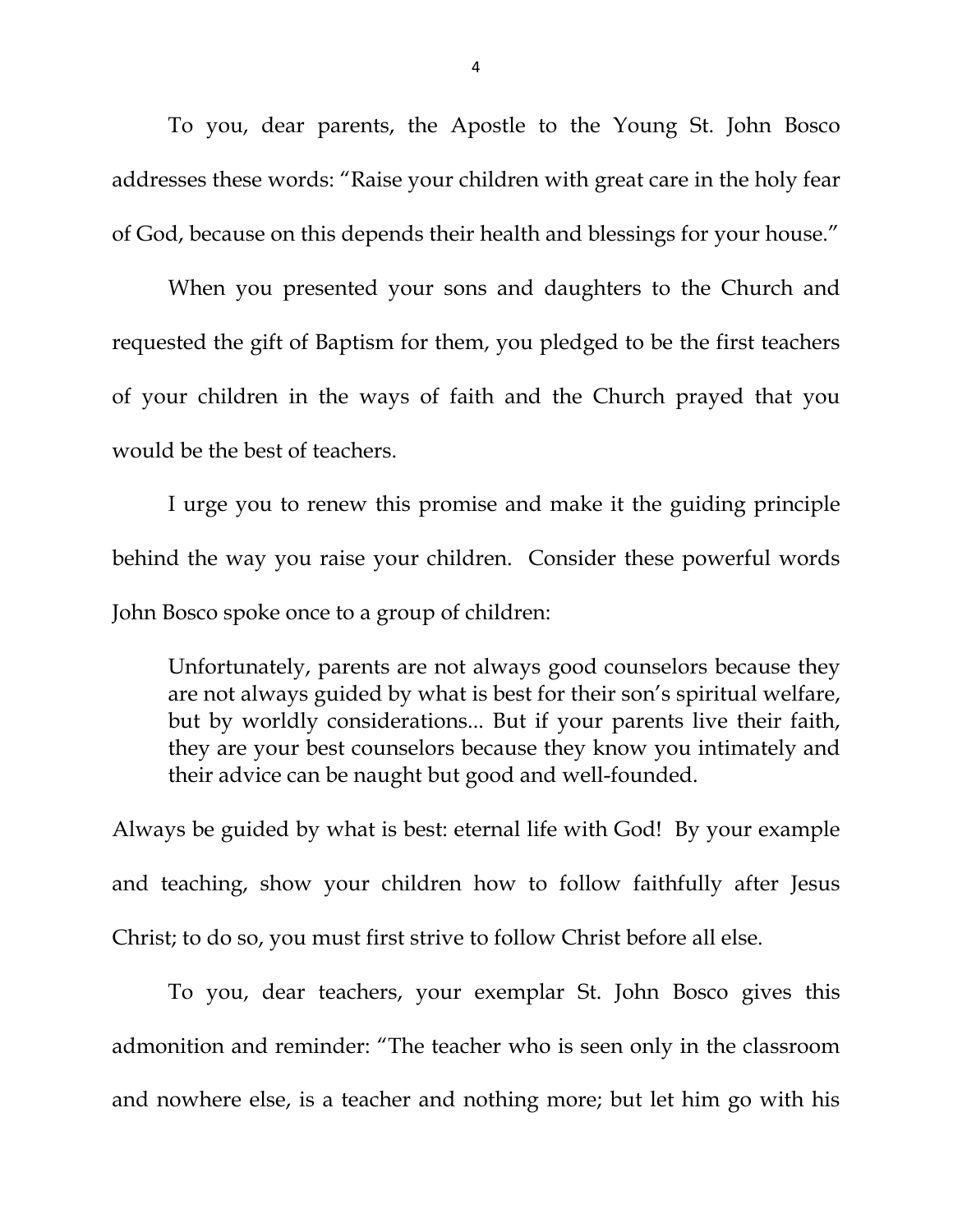To you, dear parents, the Apostle to the Young St. John Bosco addresses these words: "Raise your children with great care in the holy fear of God, because on this depends their health and blessings for your house."

When you presented your sons and daughters to the Church and requested the gift of Baptism for them, you pledged to be the first teachers of your children in the ways of faith and the Church prayed that you would be the best of teachers.

I urge you to renew this promise and make it the guiding principle behind the way you raise your children. Consider these powerful words John Bosco spoke once to a group of children:

> Unfortunately, parents are not always good counselors because they are not always guided by what is best for their son's spiritual welfare, but by worldly considerations... But if your parents live their faith, they are your best counselors because they know you intimately and their advice can be naught but good and well-founded.

Always be guided by what is best: eternal life with God! By your example and teaching, show your children how to follow faithfully after Jesus Christ; to do so, you must first strive to follow Christ before all else.

To you, dear teachers, your exemplar St. John Bosco gives this admonition and reminder: "The teacher who is seen only in the classroom and nowhere else, is a teacher and nothing more; but let him go with his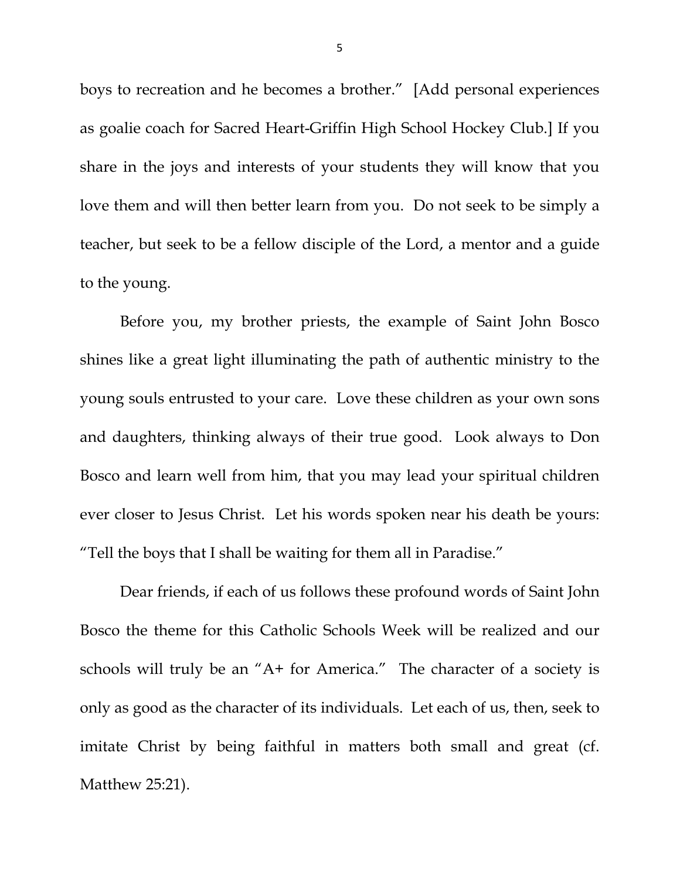boys to recreation and he becomes a brother." [Add personal experiences as goalie coach for Sacred Heart-Griffin High School Hockey Club.] If you share in the joys and interests of your students they will know that you love them and will then better learn from you. Do not seek to be simply a teacher, but seek to be a fellow disciple of the Lord, a mentor and a guide to the young.

Before you, my brother priests, the example of Saint John Bosco shines like a great light illuminating the path of authentic ministry to the young souls entrusted to your care. Love these children as your own sons and daughters, thinking always of their true good. Look always to Don Bosco and learn well from him, that you may lead your spiritual children ever closer to Jesus Christ. Let his words spoken near his death be yours: "Tell the boys that I shall be waiting for them all in Paradise."

Dear friends, if each of us follows these profound words of Saint John Bosco the theme for this Catholic Schools Week will be realized and our schools will truly be an "A+ for America." The character of a society is only as good as the character of its individuals. Let each of us, then, seek to imitate Christ by being faithful in matters both small and great (cf. Matthew 25:21).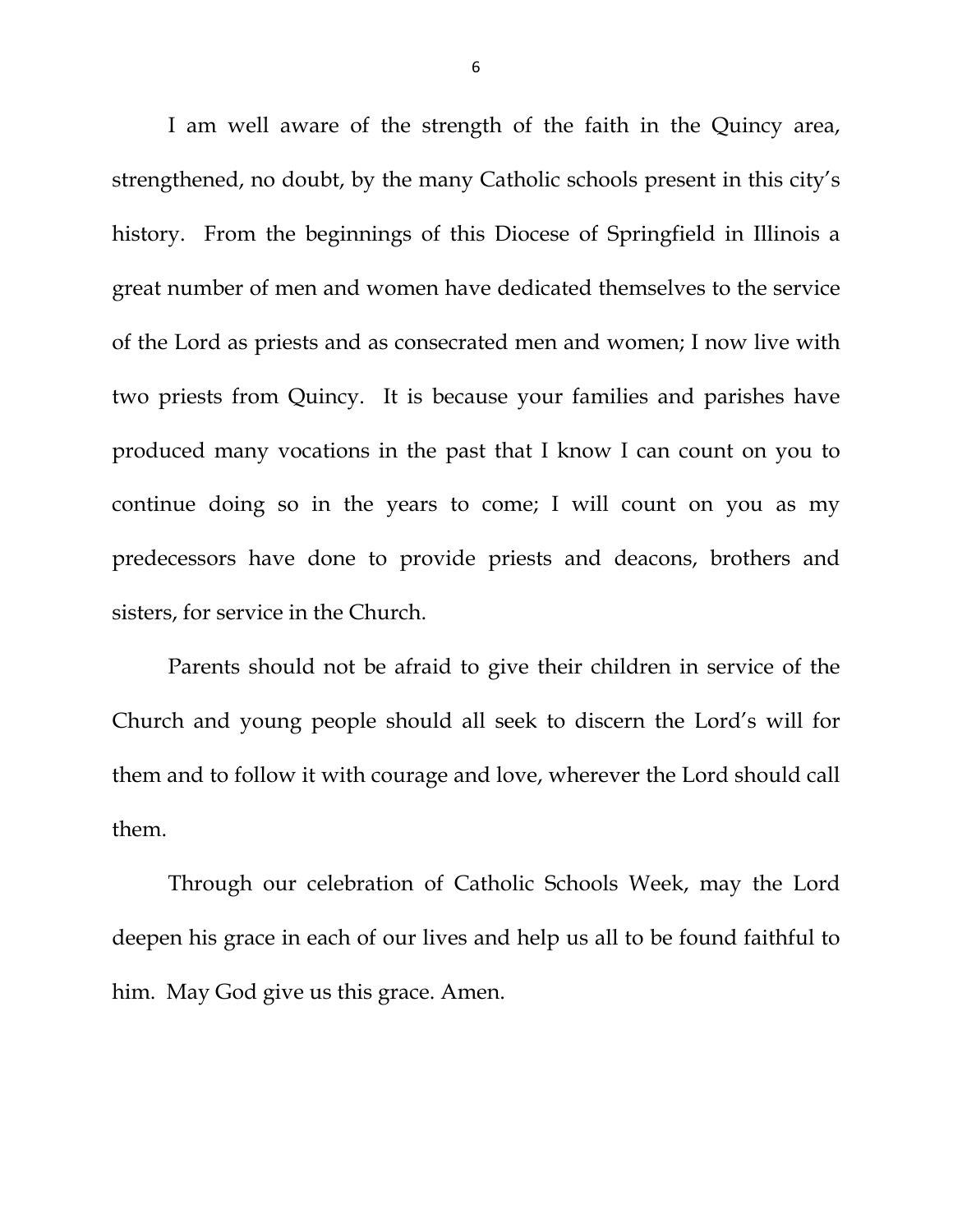I am well aware of the strength of the faith in the Quincy area, strengthened, no doubt, by the many Catholic schools present in this city's history. From the beginnings of this Diocese of Springfield in Illinois a great number of men and women have dedicated themselves to the service of the Lord as priests and as consecrated men and women; I now live with two priests from Quincy. It is because your families and parishes have produced many vocations in the past that I know I can count on you to continue doing so in the years to come; I will count on you as my predecessors have done to provide priests and deacons, brothers and sisters, for service in the Church.

Parents should not be afraid to give their children in service of the Church and young people should all seek to discern the Lord's will for them and to follow it with courage and love, wherever the Lord should call them.

Through our celebration of Catholic Schools Week, may the Lord deepen his grace in each of our lives and help us all to be found faithful to him. May God give us this grace. Amen.